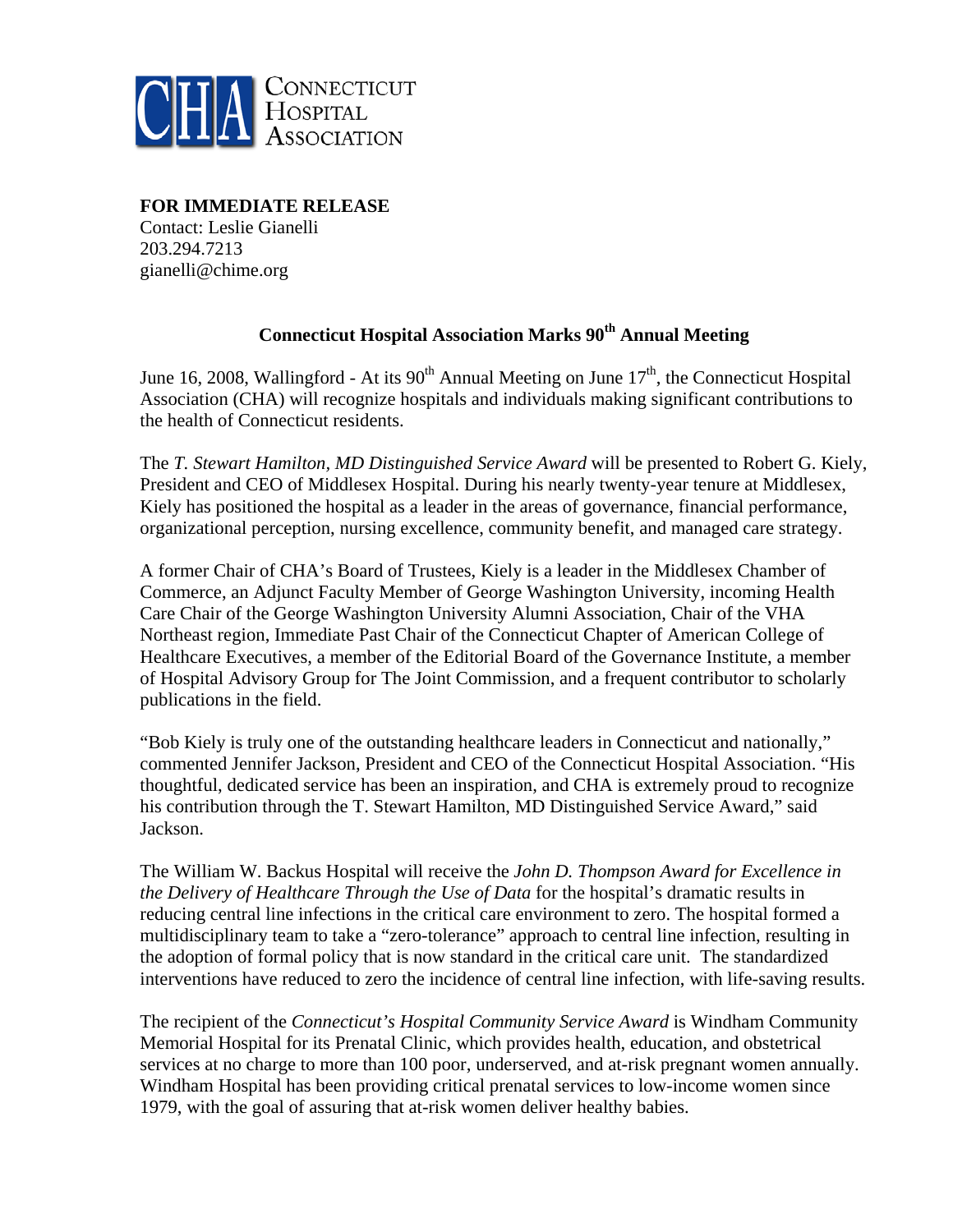CHA Connecticut Hospital Association

**FOR IMMEDIATE RELEASE**
Contact: Leslie Gianelli
203.294.7213
gianelli@chime.org

## Connecticut Hospital Association Marks 90th Annual Meeting

June 16, 2008, Wallingford - At its 90th Annual Meeting on June 17th, the Connecticut Hospital Association (CHA) will recognize hospitals and individuals making significant contributions to the health of Connecticut residents.

The *T. Stewart Hamilton, MD Distinguished Service Award* will be presented to Robert G. Kiely, President and CEO of Middlesex Hospital. During his nearly twenty-year tenure at Middlesex, Kiely has positioned the hospital as a leader in the areas of governance, financial performance, organizational perception, nursing excellence, community benefit, and managed care strategy.

A former Chair of CHA's Board of Trustees, Kiely is a leader in the Middlesex Chamber of Commerce, an Adjunct Faculty Member of George Washington University, incoming Health Care Chair of the George Washington University Alumni Association, Chair of the VHA Northeast region, Immediate Past Chair of the Connecticut Chapter of American College of Healthcare Executives, a member of the Editorial Board of the Governance Institute, a member of Hospital Advisory Group for The Joint Commission, and a frequent contributor to scholarly publications in the field.

"Bob Kiely is truly one of the outstanding healthcare leaders in Connecticut and nationally," commented Jennifer Jackson, President and CEO of the Connecticut Hospital Association. "His thoughtful, dedicated service has been an inspiration, and CHA is extremely proud to recognize his contribution through the T. Stewart Hamilton, MD Distinguished Service Award," said Jackson.

The William W. Backus Hospital will receive the *John D. Thompson Award for Excellence in the Delivery of Healthcare Through the Use of Data* for the hospital's dramatic results in reducing central line infections in the critical care environment to zero. The hospital formed a multidisciplinary team to take a "zero-tolerance" approach to central line infection, resulting in the adoption of formal policy that is now standard in the critical care unit. The standardized interventions have reduced to zero the incidence of central line infection, with life-saving results.

The recipient of the *Connecticut's Hospital Community Service Award* is Windham Community Memorial Hospital for its Prenatal Clinic, which provides health, education, and obstetrical services at no charge to more than 100 poor, underserved, and at-risk pregnant women annually. Windham Hospital has been providing critical prenatal services to low-income women since 1979, with the goal of assuring that at-risk women deliver healthy babies.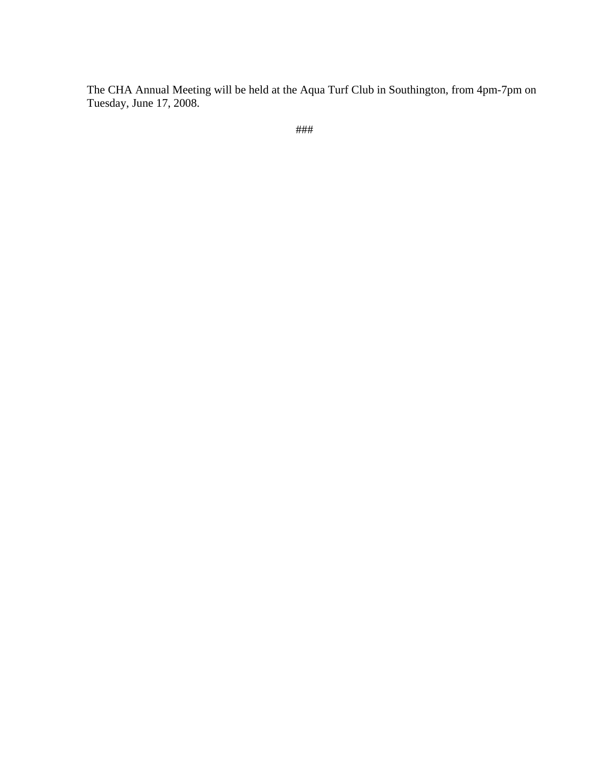The CHA Annual Meeting will be held at the Aqua Turf Club in Southington, from 4pm-7pm on Tuesday, June 17, 2008.

###